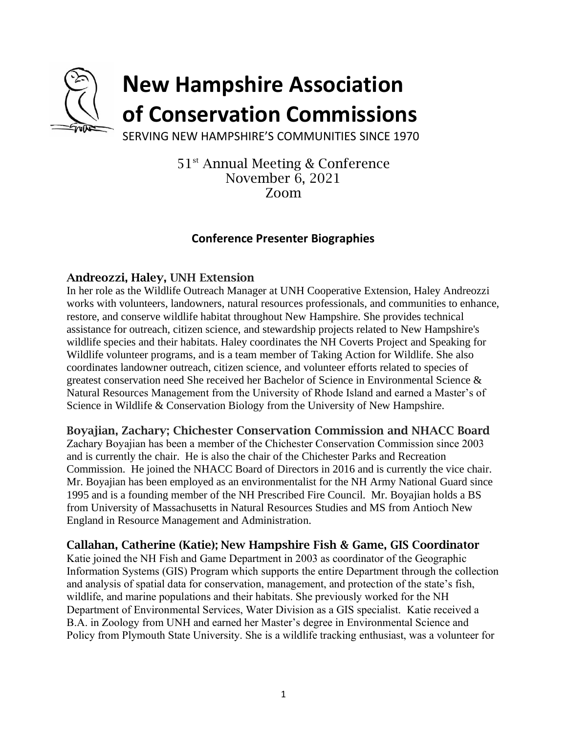# New Hampshire Association of Conservation Commissions

SERVING NEW HAMPSHIRE'S COMMUNITIES SINCE 1970

51st Annual Meeting & Conference
November 6, 2021
Zoom

## Conference Presenter Biographies

### Andreozzi, Haley, UNH Extension

In her role as the Wildlife Outreach Manager at UNH Cooperative Extension, Haley Andreozzi works with volunteers, landowners, natural resources professionals, and communities to enhance, restore, and conserve wildlife habitat throughout New Hampshire. She provides technical assistance for outreach, citizen science, and stewardship projects related to New Hampshire's wildlife species and their habitats. Haley coordinates the NH Coverts Project and Speaking for Wildlife volunteer programs, and is a team member of Taking Action for Wildlife. She also coordinates landowner outreach, citizen science, and volunteer efforts related to species of greatest conservation need She received her Bachelor of Science in Environmental Science & Natural Resources Management from the University of Rhode Island and earned a Master's of Science in Wildlife & Conservation Biology from the University of New Hampshire.

### Boyajian, Zachary; Chichester Conservation Commission and NHACC Board

Zachary Boyajian has been a member of the Chichester Conservation Commission since 2003 and is currently the chair. He is also the chair of the Chichester Parks and Recreation Commission. He joined the NHACC Board of Directors in 2016 and is currently the vice chair. Mr. Boyajian has been employed as an environmentalist for the NH Army National Guard since 1995 and is a founding member of the NH Prescribed Fire Council. Mr. Boyajian holds a BS from University of Massachusetts in Natural Resources Studies and MS from Antioch New England in Resource Management and Administration.

### Callahan, Catherine (Katie); New Hampshire Fish & Game, GIS Coordinator

Katie joined the NH Fish and Game Department in 2003 as coordinator of the Geographic Information Systems (GIS) Program which supports the entire Department through the collection and analysis of spatial data for conservation, management, and protection of the state's fish, wildlife, and marine populations and their habitats. She previously worked for the NH Department of Environmental Services, Water Division as a GIS specialist. Katie received a B.A. in Zoology from UNH and earned her Master's degree in Environmental Science and Policy from Plymouth State University. She is a wildlife tracking enthusiast, was a volunteer for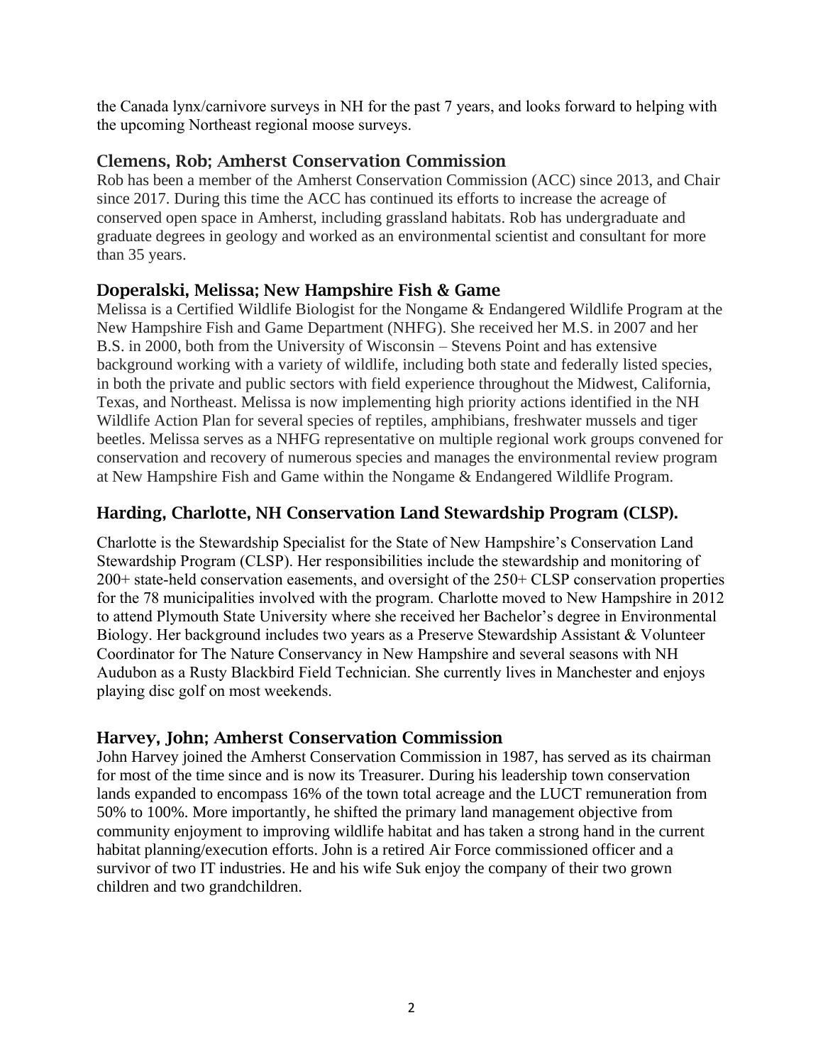the Canada lynx/carnivore surveys in NH for the past 7 years, and looks forward to helping with the upcoming Northeast regional moose surveys.

## Clemens, Rob; Amherst Conservation Commission

Rob has been a member of the Amherst Conservation Commission (ACC) since 2013, and Chair since 2017. During this time the ACC has continued its efforts to increase the acreage of conserved open space in Amherst, including grassland habitats. Rob has undergraduate and graduate degrees in geology and worked as an environmental scientist and consultant for more than 35 years.

## Doperalski, Melissa; New Hampshire Fish & Game

Melissa is a Certified Wildlife Biologist for the Nongame & Endangered Wildlife Program at the New Hampshire Fish and Game Department (NHFG). She received her M.S. in 2007 and her B.S. in 2000, both from the University of Wisconsin – Stevens Point and has extensive background working with a variety of wildlife, including both state and federally listed species, in both the private and public sectors with field experience throughout the Midwest, California, Texas, and Northeast. Melissa is now implementing high priority actions identified in the NH Wildlife Action Plan for several species of reptiles, amphibians, freshwater mussels and tiger beetles. Melissa serves as a NHFG representative on multiple regional work groups convened for conservation and recovery of numerous species and manages the environmental review program at New Hampshire Fish and Game within the Nongame & Endangered Wildlife Program.

## Harding, Charlotte, NH Conservation Land Stewardship Program (CLSP).

Charlotte is the Stewardship Specialist for the State of New Hampshire's Conservation Land Stewardship Program (CLSP). Her responsibilities include the stewardship and monitoring of 200+ state-held conservation easements, and oversight of the 250+ CLSP conservation properties for the 78 municipalities involved with the program. Charlotte moved to New Hampshire in 2012 to attend Plymouth State University where she received her Bachelor's degree in Environmental Biology. Her background includes two years as a Preserve Stewardship Assistant & Volunteer Coordinator for The Nature Conservancy in New Hampshire and several seasons with NH Audubon as a Rusty Blackbird Field Technician. She currently lives in Manchester and enjoys playing disc golf on most weekends.

## Harvey, John; Amherst Conservation Commission

John Harvey joined the Amherst Conservation Commission in 1987, has served as its chairman for most of the time since and is now its Treasurer. During his leadership town conservation lands expanded to encompass 16% of the town total acreage and the LUCT remuneration from 50% to 100%. More importantly, he shifted the primary land management objective from community enjoyment to improving wildlife habitat and has taken a strong hand in the current habitat planning/execution efforts. John is a retired Air Force commissioned officer and a survivor of two IT industries. He and his wife Suk enjoy the company of their two grown children and two grandchildren.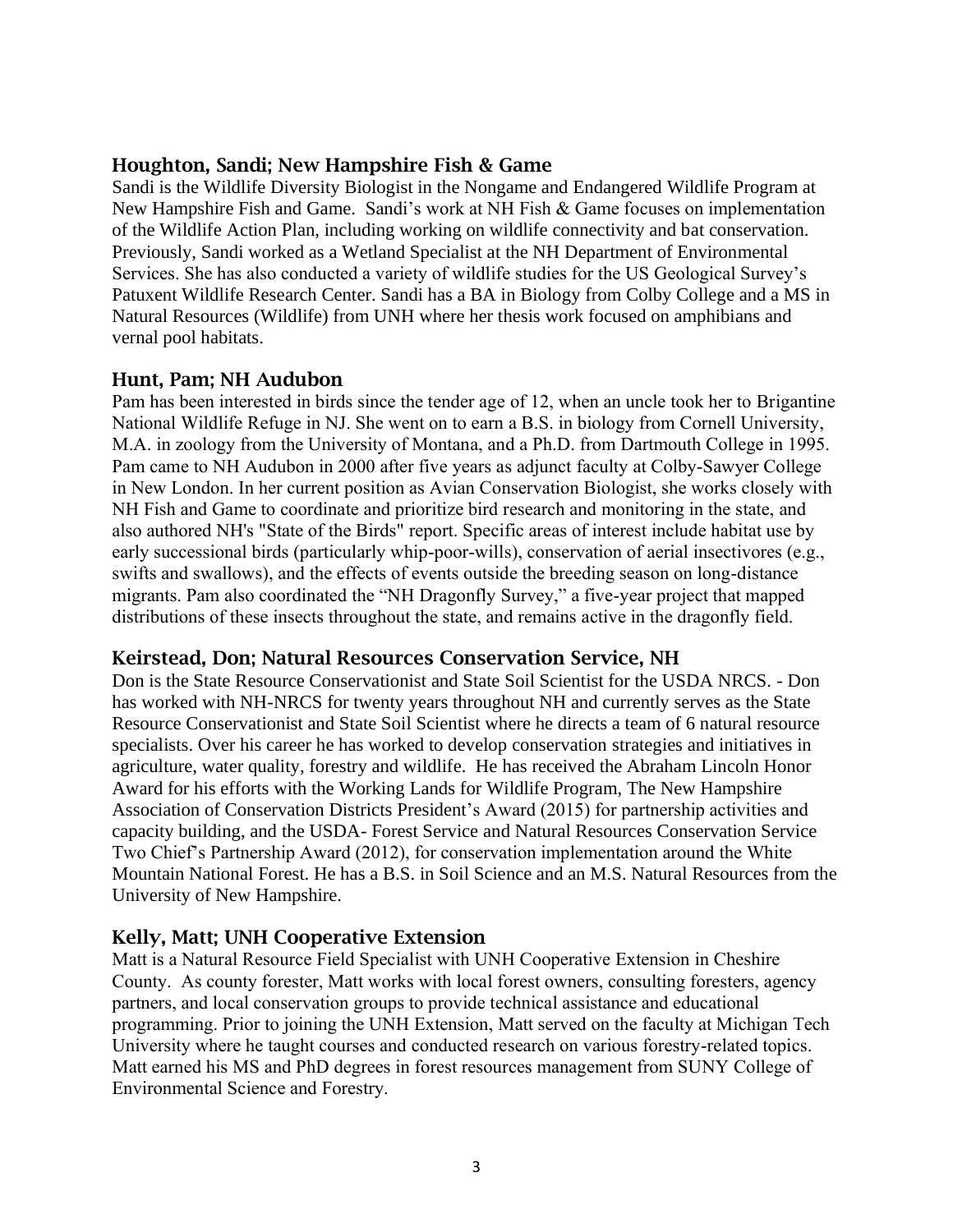## Houghton, Sandi; New Hampshire Fish & Game

Sandi is the Wildlife Diversity Biologist in the Nongame and Endangered Wildlife Program at New Hampshire Fish and Game.  Sandi's work at NH Fish & Game focuses on implementation of the Wildlife Action Plan, including working on wildlife connectivity and bat conservation. Previously, Sandi worked as a Wetland Specialist at the NH Department of Environmental Services. She has also conducted a variety of wildlife studies for the US Geological Survey's Patuxent Wildlife Research Center. Sandi has a BA in Biology from Colby College and a MS in Natural Resources (Wildlife) from UNH where her thesis work focused on amphibians and vernal pool habitats.

## Hunt, Pam; NH Audubon

Pam has been interested in birds since the tender age of 12, when an uncle took her to Brigantine National Wildlife Refuge in NJ. She went on to earn a B.S. in biology from Cornell University, M.A. in zoology from the University of Montana, and a Ph.D. from Dartmouth College in 1995. Pam came to NH Audubon in 2000 after five years as adjunct faculty at Colby-Sawyer College in New London. In her current position as Avian Conservation Biologist, she works closely with NH Fish and Game to coordinate and prioritize bird research and monitoring in the state, and also authored NH's "State of the Birds" report. Specific areas of interest include habitat use by early successional birds (particularly whip-poor-wills), conservation of aerial insectivores (e.g., swifts and swallows), and the effects of events outside the breeding season on long-distance migrants. Pam also coordinated the "NH Dragonfly Survey," a five-year project that mapped distributions of these insects throughout the state, and remains active in the dragonfly field.

## Keirstead, Don; Natural Resources Conservation Service, NH

Don is the State Resource Conservationist and State Soil Scientist for the USDA NRCS. - Don has worked with NH-NRCS for twenty years throughout NH and currently serves as the State Resource Conservationist and State Soil Scientist where he directs a team of 6 natural resource specialists. Over his career he has worked to develop conservation strategies and initiatives in agriculture, water quality, forestry and wildlife.  He has received the Abraham Lincoln Honor Award for his efforts with the Working Lands for Wildlife Program, The New Hampshire Association of Conservation Districts President's Award (2015) for partnership activities and capacity building, and the USDA- Forest Service and Natural Resources Conservation Service Two Chief's Partnership Award (2012), for conservation implementation around the White Mountain National Forest. He has a B.S. in Soil Science and an M.S. Natural Resources from the University of New Hampshire.

## Kelly, Matt; UNH Cooperative Extension

Matt is a Natural Resource Field Specialist with UNH Cooperative Extension in Cheshire County.  As county forester, Matt works with local forest owners, consulting foresters, agency partners, and local conservation groups to provide technical assistance and educational programming. Prior to joining the UNH Extension, Matt served on the faculty at Michigan Tech University where he taught courses and conducted research on various forestry-related topics. Matt earned his MS and PhD degrees in forest resources management from SUNY College of Environmental Science and Forestry.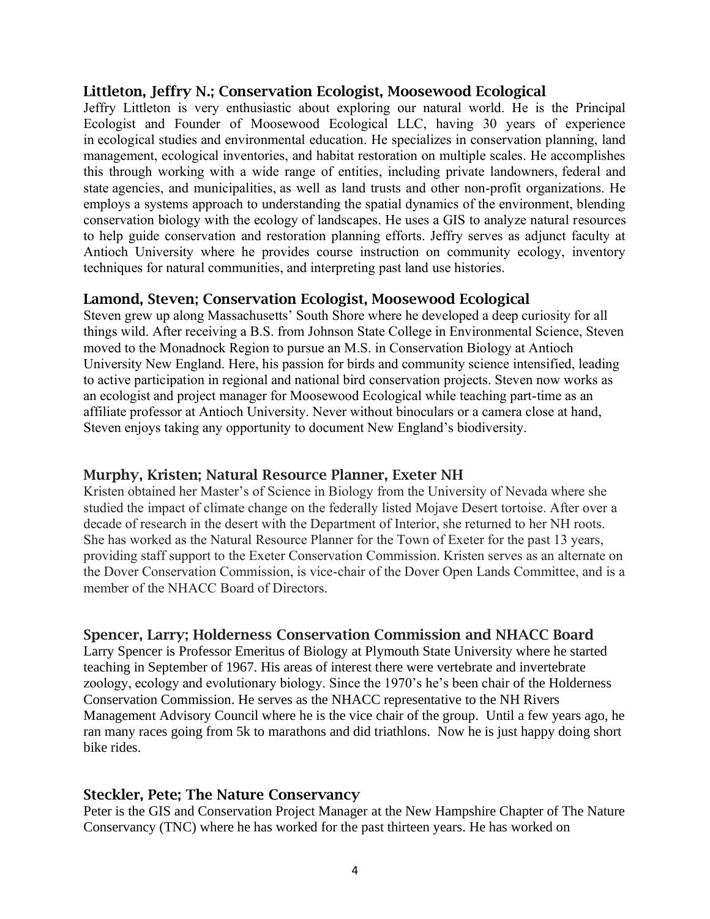### Littleton, Jeffry N.; Conservation Ecologist, Moosewood Ecological

Jeffry Littleton is very enthusiastic about exploring our natural world. He is the Principal Ecologist and Founder of Moosewood Ecological LLC, having 30 years of experience in ecological studies and environmental education. He specializes in conservation planning, land management, ecological inventories, and habitat restoration on multiple scales. He accomplishes this through working with a wide range of entities, including private landowners, federal and state agencies, and municipalities, as well as land trusts and other non-profit organizations. He employs a systems approach to understanding the spatial dynamics of the environment, blending conservation biology with the ecology of landscapes. He uses a GIS to analyze natural resources to help guide conservation and restoration planning efforts. Jeffry serves as adjunct faculty at Antioch University where he provides course instruction on community ecology, inventory techniques for natural communities, and interpreting past land use histories.

### Lamond, Steven; Conservation Ecologist, Moosewood Ecological

Steven grew up along Massachusetts' South Shore where he developed a deep curiosity for all things wild. After receiving a B.S. from Johnson State College in Environmental Science, Steven moved to the Monadnock Region to pursue an M.S. in Conservation Biology at Antioch University New England. Here, his passion for birds and community science intensified, leading to active participation in regional and national bird conservation projects. Steven now works as an ecologist and project manager for Moosewood Ecological while teaching part-time as an affiliate professor at Antioch University. Never without binoculars or a camera close at hand, Steven enjoys taking any opportunity to document New England's biodiversity.

### Murphy, Kristen; Natural Resource Planner, Exeter NH

Kristen obtained her Master's of Science in Biology from the University of Nevada where she studied the impact of climate change on the federally listed Mojave Desert tortoise. After over a decade of research in the desert with the Department of Interior, she returned to her NH roots. She has worked as the Natural Resource Planner for the Town of Exeter for the past 13 years, providing staff support to the Exeter Conservation Commission. Kristen serves as an alternate on the Dover Conservation Commission, is vice-chair of the Dover Open Lands Committee, and is a member of the NHACC Board of Directors.

### Spencer, Larry; Holderness Conservation Commission and NHACC Board

Larry Spencer is Professor Emeritus of Biology at Plymouth State University where he started teaching in September of 1967. His areas of interest there were vertebrate and invertebrate zoology, ecology and evolutionary biology. Since the 1970's he's been chair of the Holderness Conservation Commission. He serves as the NHACC representative to the NH Rivers Management Advisory Council where he is the vice chair of the group. Until a few years ago, he ran many races going from 5k to marathons and did triathlons. Now he is just happy doing short bike rides.

### Steckler, Pete; The Nature Conservancy

Peter is the GIS and Conservation Project Manager at the New Hampshire Chapter of The Nature Conservancy (TNC) where he has worked for the past thirteen years. He has worked on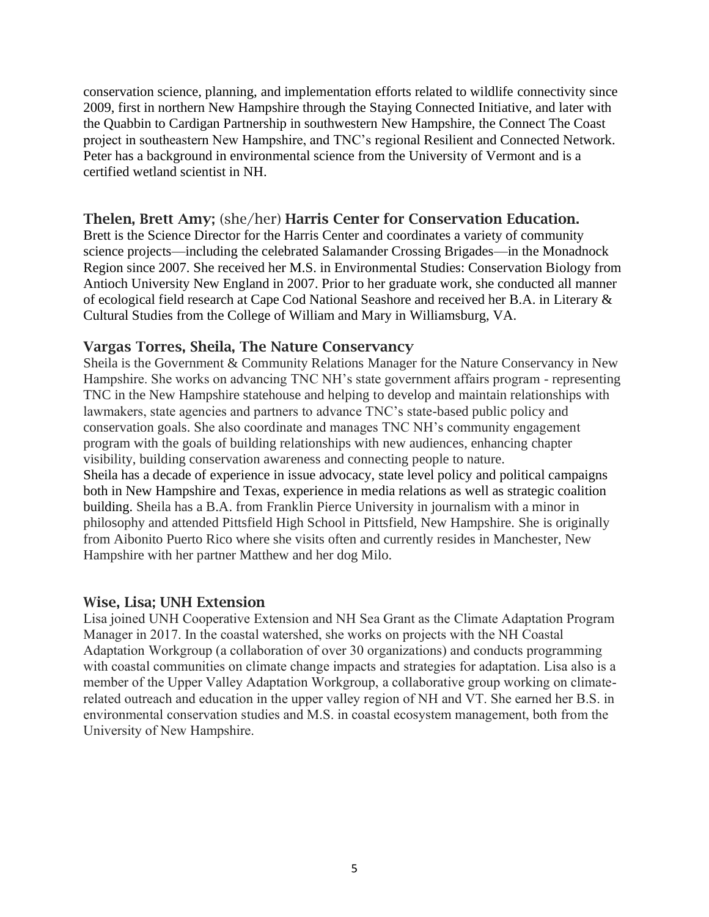conservation science, planning, and implementation efforts related to wildlife connectivity since 2009, first in northern New Hampshire through the Staying Connected Initiative, and later with the Quabbin to Cardigan Partnership in southwestern New Hampshire, the Connect The Coast project in southeastern New Hampshire, and TNC's regional Resilient and Connected Network. Peter has a background in environmental science from the University of Vermont and is a certified wetland scientist in NH.

### Thelen, Brett Amy; (she/her) Harris Center for Conservation Education.

Brett is the Science Director for the Harris Center and coordinates a variety of community science projects—including the celebrated Salamander Crossing Brigades—in the Monadnock Region since 2007. She received her M.S. in Environmental Studies: Conservation Biology from Antioch University New England in 2007. Prior to her graduate work, she conducted all manner of ecological field research at Cape Cod National Seashore and received her B.A. in Literary & Cultural Studies from the College of William and Mary in Williamsburg, VA.

### Vargas Torres, Sheila, The Nature Conservancy

Sheila is the Government & Community Relations Manager for the Nature Conservancy in New Hampshire. She works on advancing TNC NH's state government affairs program - representing TNC in the New Hampshire statehouse and helping to develop and maintain relationships with lawmakers, state agencies and partners to advance TNC's state-based public policy and conservation goals. She also coordinate and manages TNC NH's community engagement program with the goals of building relationships with new audiences, enhancing chapter visibility, building conservation awareness and connecting people to nature.

Sheila has a decade of experience in issue advocacy, state level policy and political campaigns both in New Hampshire and Texas, experience in media relations as well as strategic coalition building. Sheila has a B.A. from Franklin Pierce University in journalism with a minor in philosophy and attended Pittsfield High School in Pittsfield, New Hampshire. She is originally from Aibonito Puerto Rico where she visits often and currently resides in Manchester, New Hampshire with her partner Matthew and her dog Milo.

### Wise, Lisa; UNH Extension

Lisa joined UNH Cooperative Extension and NH Sea Grant as the Climate Adaptation Program Manager in 2017. In the coastal watershed, she works on projects with the NH Coastal Adaptation Workgroup (a collaboration of over 30 organizations) and conducts programming with coastal communities on climate change impacts and strategies for adaptation. Lisa also is a member of the Upper Valley Adaptation Workgroup, a collaborative group working on climate-related outreach and education in the upper valley region of NH and VT. She earned her B.S. in environmental conservation studies and M.S. in coastal ecosystem management, both from the University of New Hampshire.